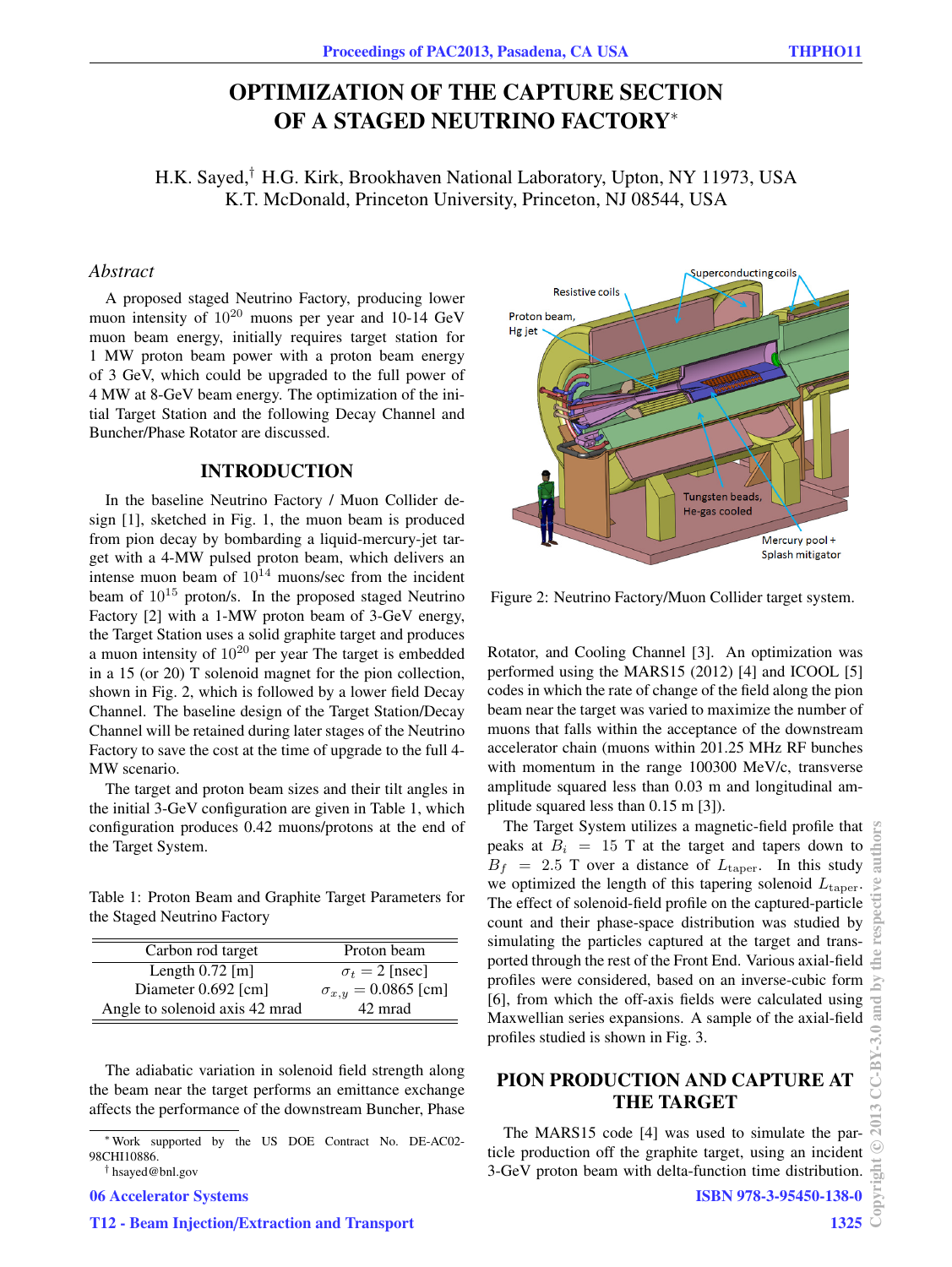# OPTIMIZATION OF THE CAPTURE SECTION OF A STAGED NEUTRINO FACTORY*

H.K. Sayed,† H.G. Kirk, Brookhaven National Laboratory, Upton, NY 11973, USA
K.T. McDonald, Princeton University, Princeton, NJ 08544, USA

## *Abstract*

A proposed staged Neutrino Factory, producing lower muon intensity of $10^{20}$ muons per year and 10-14 GeV muon beam energy, initially requires target station for 1 MW proton beam power with a proton beam energy of 3 GeV, which could be upgraded to the full power of 4 MW at 8-GeV beam energy. The optimization of the initial Target Station and the following Decay Channel and Buncher/Phase Rotator are discussed.

## INTRODUCTION

In the baseline Neutrino Factory / Muon Collider design [1], sketched in Fig. 1, the muon beam is produced from pion decay by bombarding a liquid-mercury-jet target with a 4-MW pulsed proton beam, which delivers an intense muon beam of $10^{14}$ muons/sec from the incident beam of $10^{15}$ proton/s. In the proposed staged Neutrino Factory [2] with a 1-MW proton beam of 3-GeV energy, the Target Station uses a solid graphite target and produces a muon intensity of $10^{20}$ per year The target is embedded in a 15 (or 20) T solenoid magnet for the pion collection, shown in Fig. 2, which is followed by a lower field Decay Channel. The baseline design of the Target Station/Decay Channel will be retained during later stages of the Neutrino Factory to save the cost at the time of upgrade to the full 4-MW scenario.

The target and proton beam sizes and their tilt angles in the initial 3-GeV configuration are given in Table 1, which configuration produces 0.42 muons/protons at the end of the Target System.

Table 1: Proton Beam and Graphite Target Parameters for the Staged Neutrino Factory

| Carbon rod target | Proton beam |
|---|---|
| Length 0.72 [m] | $\sigma_t = 2$ [nsec] |
| Diameter 0.692 [cm] | $\sigma_{x,y} = 0.0865$ [cm] |
| Angle to solenoid axis 42 mrad | 42 mrad |

The adiabatic variation in solenoid field strength along the beam near the target performs an emittance exchange affects the performance of the downstream Buncher, Phase Rotator, and Cooling Channel [3]. An optimization was performed using the MARS15 (2012) [4] and ICOOL [5] codes in which the rate of change of the field along the pion beam near the target was varied to maximize the number of muons that falls within the acceptance of the downstream accelerator chain (muons within 201.25 MHz RF bunches with momentum in the range 100300 MeV/c, transverse amplitude squared less than 0.03 m and longitudinal amplitude squared less than 0.15 m [3]).

Figure 2: Neutrino Factory/Muon Collider target system.

The Target System utilizes a magnetic-field profile that peaks at $B_i = 15$ T at the target and tapers down to $B_f = 2.5$ T over a distance of $L_{\text{taper}}$. In this study we optimized the length of this tapering solenoid $L_{\text{taper}}$. The effect of solenoid-field profile on the captured-particle count and their phase-space distribution was studied by simulating the particles captured at the target and transported through the rest of the Front End. Various axial-field profiles were considered, based on an inverse-cubic form [6], from which the off-axis fields were calculated using Maxwellian series expansions. A sample of the axial-field profiles studied is shown in Fig. 3.

## PION PRODUCTION AND CAPTURE AT THE TARGET

The MARS15 code [4] was used to simulate the particle production off the graphite target, using an incident 3-GeV proton beam with delta-function time distribution.

---
* Work supported by the US DOE Contract No. DE-AC02-98CHI10886.
† hsayed@bnl.gov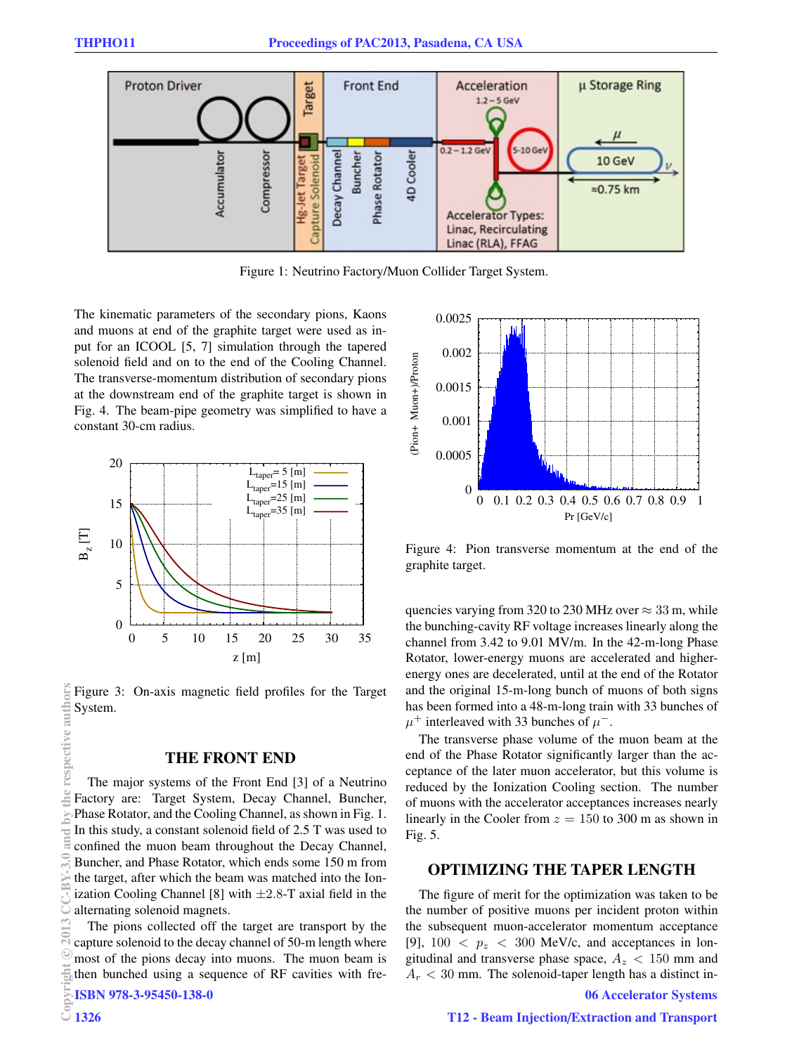Figure 1: Neutrino Factory/Muon Collider Target System.

The kinematic parameters of the secondary pions, Kaons and muons at end of the graphite target were used as input for an ICOOL [5, 7] simulation through the tapered solenoid field and on to the end of the Cooling Channel. The transverse-momentum distribution of secondary pions at the downstream end of the graphite target is shown in Fig. 4. The beam-pipe geometry was simplified to have a constant 30-cm radius.

Figure 3: On-axis magnetic field profiles for the Target System.

## THE FRONT END

The major systems of the Front End [3] of a Neutrino Factory are: Target System, Decay Channel, Buncher, Phase Rotator, and the Cooling Channel, as shown in Fig. 1. In this study, a constant solenoid field of 2.5 T was used to confined the muon beam throughout the Decay Channel, Buncher, and Phase Rotator, which ends some 150 m from the target, after which the beam was matched into the Ionization Cooling Channel [8] with $\pm 2.8$-T axial field in the alternating solenoid magnets.

The pions collected off the target are transport by the capture solenoid to the decay channel of 50-m length where most of the pions decay into muons. The muon beam is then bunched using a sequence of RF cavities with frequencies varying from 320 to 230 MHz over $\approx$ 33 m, while the bunching-cavity RF voltage increases linearly along the channel from 3.42 to 9.01 MV/m. In the 42-m-long Phase Rotator, lower-energy muons are accelerated and higher-energy ones are decelerated, until at the end of the Rotator and the original 15-m-long bunch of muons of both signs has been formed into a 48-m-long train with 33 bunches of $\mu^+$ interleaved with 33 bunches of $\mu^-$.

The transverse phase volume of the muon beam at the end of the Phase Rotator significantly larger than the acceptance of the later muon accelerator, but this volume is reduced by the Ionization Cooling section. The number of muons with the accelerator acceptances increases nearly linearly in the Cooler from $z = 150$ to 300 m as shown in Fig. 5.

Figure 4: Pion transverse momentum at the end of the graphite target.

## OPTIMIZING THE TAPER LENGTH

The figure of merit for the optimization was taken to be the number of positive muons per incident proton within the subsequent muon-accelerator momentum acceptance [9], $100 < p_z < 300$ MeV/c, and acceptances in longitudinal and transverse phase space, $A_z < 150$ mm and $A_r < 30$ mm. The solenoid-taper length has a distinct in-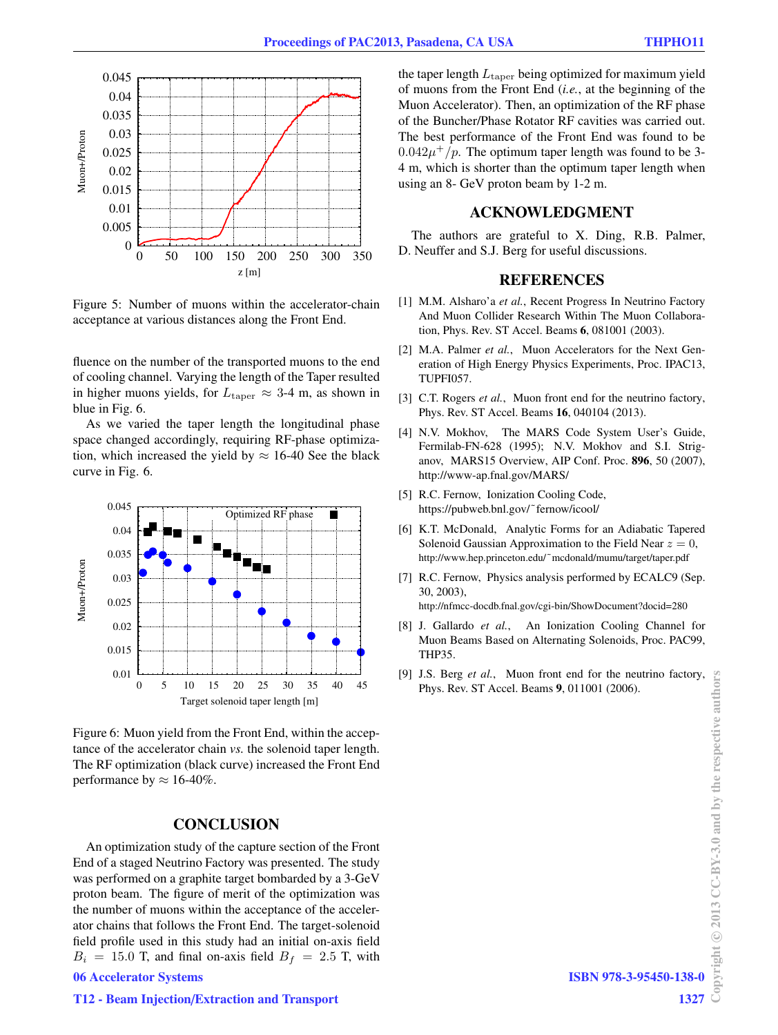0.045
0.04
0.035
0.03
0.025
0.02
0.015
0.01
0.005
0
0 50 100 150 200 250 300 350
z [m]
Muon+/Proton

Figure 5: Number of muons within the accelerator-chain acceptance at various distances along the Front End.

fluence on the number of the transported muons to the end of cooling channel. Varying the length of the Taper resulted in higher muons yields, for $L_{\text{taper}} \approx$ 3-4 m, as shown in blue in Fig. 6.

As we varied the taper length the longitudinal phase space changed accordingly, requiring RF-phase optimization, which increased the yield by $\approx$ 16-40 See the black curve in Fig. 6.

0.045
0.04
0.035
0.03
0.025
0.02
0.015
0.01
0 5 10 15 20 25 30 35 40 45
Target solenoid taper length [m]
Muon+/Proton
Optimized RF phase

Figure 6: Muon yield from the Front End, within the acceptance of the accelerator chain *vs.* the solenoid taper length. The RF optimization (black curve) increased the Front End performance by $\approx$ 16-40%.

## CONCLUSION

An optimization study of the capture section of the Front End of a staged Neutrino Factory was presented. The study was performed on a graphite target bombarded by a 3-GeV proton beam. The figure of merit of the optimization was the number of muons within the acceptance of the accelerator chains that follows the Front End. The target-solenoid field profile used in this study had an initial on-axis field $B_i$ = 15.0 T, and final on-axis field $B_f$ = 2.5 T, with the taper length $L_{\text{taper}}$ being optimized for maximum yield of muons from the Front End (*i.e.*, at the beginning of the Muon Accelerator). Then, an optimization of the RF phase of the Buncher/Phase Rotator RF cavities was carried out. The best performance of the Front End was found to be $0.042\mu^+/p$. The optimum taper length was found to be 3-4 m, which is shorter than the optimum taper length when using an 8- GeV proton beam by 1-2 m.

## ACKNOWLEDGMENT

The authors are grateful to X. Ding, R.B. Palmer, D. Neuffer and S.J. Berg for useful discussions.

## REFERENCES

[1] M.M. Alsharo'a *et al.*, Recent Progress In Neutrino Factory And Muon Collider Research Within The Muon Collaboration, Phys. Rev. ST Accel. Beams **6**, 081001 (2003).

[2] M.A. Palmer *et al.*, Muon Accelerators for the Next Generation of High Energy Physics Experiments, Proc. IPAC13, TUPFI057.

[3] C.T. Rogers *et al.*, Muon front end for the neutrino factory, Phys. Rev. ST Accel. Beams **16**, 040104 (2013).

[4] N.V. Mokhov, The MARS Code System User's Guide, Fermilab-FN-628 (1995); N.V. Mokhov and S.I. Striganov, MARS15 Overview, AIP Conf. Proc. **896**, 50 (2007), http://www-ap.fnal.gov/MARS/

[5] R.C. Fernow, Ionization Cooling Code, https://pubweb.bnl.gov/˜fernow/icool/

[6] K.T. McDonald, Analytic Forms for an Adiabatic Tapered Solenoid Gaussian Approximation to the Field Near $z = 0$, http://www.hep.princeton.edu/˜mcdonald/mumu/target/taper.pdf

[7] R.C. Fernow, Physics analysis performed by ECALC9 (Sep. 30, 2003), http://nfmcc-docdb.fnal.gov/cgi-bin/ShowDocument?docid=280

[8] J. Gallardo *et al.*, An Ionization Cooling Channel for Muon Beams Based on Alternating Solenoids, Proc. PAC99, THP35.

[9] J.S. Berg *et al.*, Muon front end for the neutrino factory, Phys. Rev. ST Accel. Beams **9**, 011001 (2006).